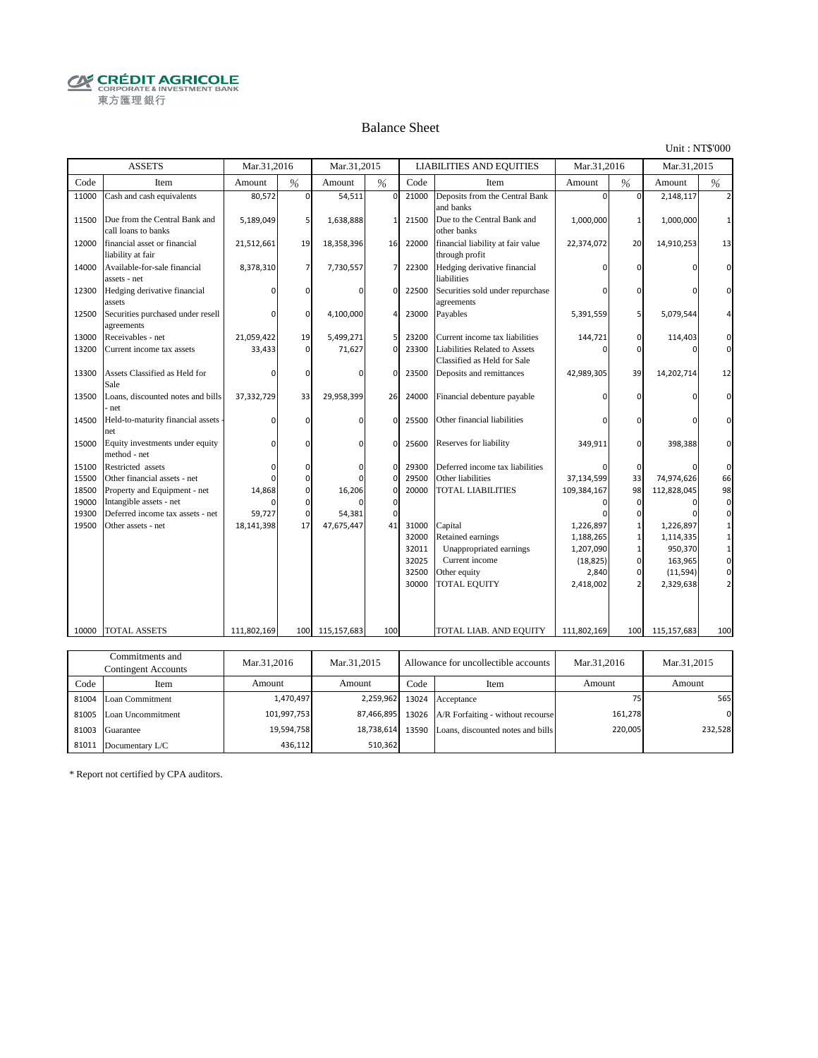CRÉDIT AGRICOLE
CORPORATE & INVESTMENT BANK
東方匯理銀行

# Balance Sheet

Unit : NT$'000

| ASSETS | | Mar.31,2016 | | Mar.31,2015 | | LIABILITIES AND EQUITIES | | Mar.31,2016 | | Mar.31,2015 | |
|---|---|---|---|---|---|---|---|---|---|---|---|
| Code | Item | Amount | % | Amount | % | Code | Item | Amount | % | Amount | % |
| 11000 | Cash and cash equivalents | 80,572 | 0 | 54,511 | 0 | 21000 | Deposits from the Central Bank and banks | 0 | 0 | 2,148,117 | 2 |
| 11500 | Due from the Central Bank and call loans to banks | 5,189,049 | 5 | 1,638,888 | 1 | 21500 | Due to the Central Bank and other banks | 1,000,000 | 1 | 1,000,000 | 1 |
| 12000 | financial asset or financial liability at fair | 21,512,661 | 19 | 18,358,396 | 16 | 22000 | financial liability at fair value through profit | 22,374,072 | 20 | 14,910,253 | 13 |
| 14000 | Available-for-sale financial assets - net | 8,378,310 | 7 | 7,730,557 | 7 | 22300 | Hedging derivative financial liabilities | 0 | 0 | 0 | 0 |
| 12300 | Hedging derivative financial assets | 0 | 0 | 0 | 0 | 22500 | Securities sold under repurchase agreements | 0 | 0 | 0 | 0 |
| 12500 | Securities purchased under resell agreements | 0 | 0 | 4,100,000 | 4 | 23000 | Payables | 5,391,559 | 5 | 5,079,544 | 4 |
| 13000 | Receivables - net | 21,059,422 | 19 | 5,499,271 | 5 | 23200 | Current income tax liabilities | 144,721 | 0 | 114,403 | 0 |
| 13200 | Current income tax assets | 33,433 | 0 | 71,627 | 0 | 23300 | Liabilities Related to Assets Classified as Held for Sale | 0 | 0 | 0 | 0 |
| 13300 | Assets Classified as Held for Sale | 0 | 0 | 0 | 0 | 23500 | Deposits and remittances | 42,989,305 | 39 | 14,202,714 | 12 |
| 13500 | Loans, discounted notes and bills - net | 37,332,729 | 33 | 29,958,399 | 26 | 24000 | Financial debenture payable | 0 | 0 | 0 | 0 |
| 14500 | Held-to-maturity financial assets - net | 0 | 0 | 0 | 0 | 25500 | Other financial liabilities | 0 | 0 | 0 | 0 |
| 15000 | Equity investments under equity method - net | 0 | 0 | 0 | 0 | 25600 | Reserves for liability | 349,911 | 0 | 398,388 | 0 |
| 15100 | Restricted assets | 0 | 0 | 0 | 0 | 29300 | Deferred income tax liabilities | 0 | 0 | 0 | 0 |
| 15500 | Other financial assets - net | 0 | 0 | 0 | 0 | 29500 | Other liabilities | 37,134,599 | 33 | 74,974,626 | 66 |
| 18500 | Property and Equipment - net | 14,868 | 0 | 16,206 | 0 | 20000 | TOTAL LIABILITIES | 109,384,167 | 98 | 112,828,045 | 98 |
| 19000 | Intangible assets - net | 0 | 0 | 0 | 0 | | | 0 | 0 | 0 | 0 |
| 19300 | Deferred income tax assets - net | 59,727 | 0 | 54,381 | 0 | | | 0 | 0 | 0 | 0 |
| 19500 | Other assets - net | 18,141,398 | 17 | 47,675,447 | 41 | 31000 | Capital | 1,226,897 | 1 | 1,226,897 | 1 |
| | | | | | | 32000 | Retained earnings | 1,188,265 | 1 | 1,114,335 | 1 |
| | | | | | | 32011 | Unappropriated earnings | 1,207,090 | 1 | 950,370 | 1 |
| | | | | | | 32025 | Current income | (18,825) | 0 | 163,965 | 0 |
| | | | | | | 32500 | Other equity | 2,840 | 0 | (11,594) | 0 |
| | | | | | | 30000 | TOTAL EQUITY | 2,418,002 | 2 | 2,329,638 | 2 |
| 10000 | TOTAL ASSETS | 111,802,169 | 100 | 115,157,683 | 100 | | TOTAL LIAB. AND EQUITY | 111,802,169 | 100 | 115,157,683 | 100 |

| Commitments and Contingent Accounts | | Mar.31,2016 | Mar.31,2015 | Allowance for uncollectible accounts | | Mar.31,2016 | Mar.31,2015 |
|---|---|---|---|---|---|---|---|
| Code | Item | Amount | Amount | Code | Item | Amount | Amount |
| 81004 | Loan Commitment | 1,470,497 | 2,259,962 | 13024 | Acceptance | 75 | 565 |
| 81005 | Loan Uncommitment | 101,997,753 | 87,466,895 | 13026 | A/R Forfaiting - without recourse | 161,278 | 0 |
| 81003 | Guarantee | 19,594,758 | 18,738,614 | 13590 | Loans, discounted notes and bills | 220,005 | 232,528 |
| 81011 | Documentary L/C | 436,112 | 510,362 | | | | |

* Report not certified by CPA auditors.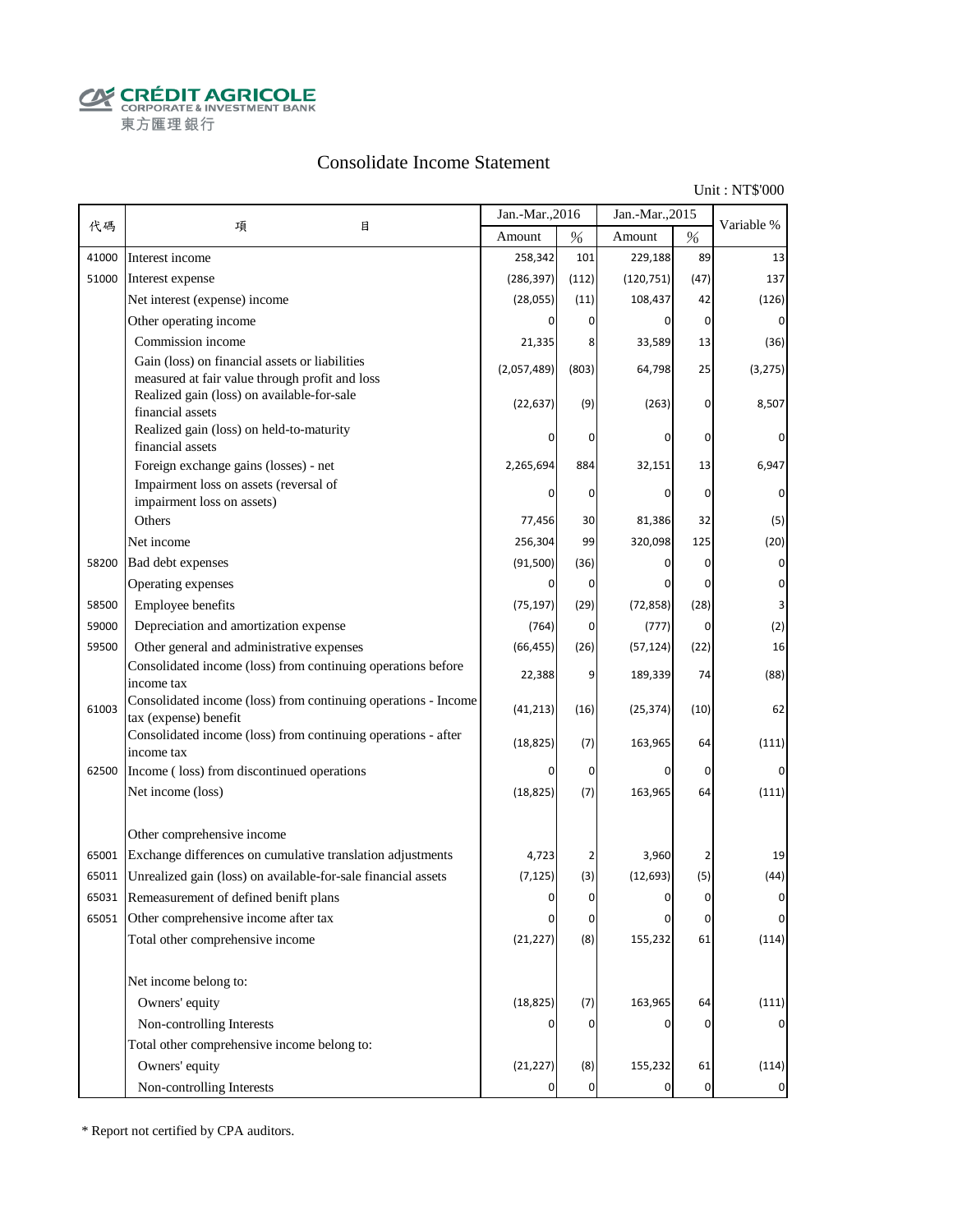CRÉDIT AGRICOLE
CORPORATE & INVESTMENT BANK
東方匯理銀行

# Consolidate Income Statement

Unit : NT$'000

| 代碼 | 項　　目 | Jan.-Mar.,2016 | | Jan.-Mar.,2015 | | Variable % |
|---|---|---|---|---|---|---|
| | | Amount | % | Amount | % | |
| 41000 | Interest income | 258,342 | 101 | 229,188 | 89 | 13 |
| 51000 | Interest expense | (286,397) | (112) | (120,751) | (47) | 137 |
| | Net interest (expense) income | (28,055) | (11) | 108,437 | 42 | (126) |
| | Other operating income | 0 | 0 | 0 | 0 | 0 |
| | Commission income | 21,335 | 8 | 33,589 | 13 | (36) |
| | Gain (loss) on financial assets or liabilities measured at fair value through profit and loss | (2,057,489) | (803) | 64,798 | 25 | (3,275) |
| | Realized gain (loss) on available-for-sale financial assets | (22,637) | (9) | (263) | 0 | 8,507 |
| | Realized gain (loss) on held-to-maturity financial assets | 0 | 0 | 0 | 0 | 0 |
| | Foreign exchange gains (losses) - net | 2,265,694 | 884 | 32,151 | 13 | 6,947 |
| | Impairment loss on assets (reversal of impairment loss on assets) | 0 | 0 | 0 | 0 | 0 |
| | Others | 77,456 | 30 | 81,386 | 32 | (5) |
| | Net income | 256,304 | 99 | 320,098 | 125 | (20) |
| 58200 | Bad debt expenses | (91,500) | (36) | 0 | 0 | 0 |
| | Operating expenses | 0 | 0 | 0 | 0 | 0 |
| 58500 | Employee benefits | (75,197) | (29) | (72,858) | (28) | 3 |
| 59000 | Depreciation and amortization expense | (764) | 0 | (777) | 0 | (2) |
| 59500 | Other general and administrative expenses | (66,455) | (26) | (57,124) | (22) | 16 |
| | Consolidated income (loss) from continuing operations before income tax | 22,388 | 9 | 189,339 | 74 | (88) |
| 61003 | Consolidated income (loss) from continuing operations - Income tax (expense) benefit | (41,213) | (16) | (25,374) | (10) | 62 |
| | Consolidated income (loss) from continuing operations - after income tax | (18,825) | (7) | 163,965 | 64 | (111) |
| 62500 | Income ( loss) from discontinued operations | 0 | 0 | 0 | 0 | 0 |
| | Net income (loss) | (18,825) | (7) | 163,965 | 64 | (111) |
| | | | | | | |
| | Other comprehensive income | | | | | |
| 65001 | Exchange differences on cumulative translation adjustments | 4,723 | 2 | 3,960 | 2 | 19 |
| 65011 | Unrealized gain (loss) on available-for-sale financial assets | (7,125) | (3) | (12,693) | (5) | (44) |
| 65031 | Remeasurement of defined benift plans | 0 | 0 | 0 | 0 | 0 |
| 65051 | Other comprehensive income after tax | 0 | 0 | 0 | 0 | 0 |
| | Total other comprehensive income | (21,227) | (8) | 155,232 | 61 | (114) |
| | | | | | | |
| | Net income belong to: | | | | | |
| | Owners' equity | (18,825) | (7) | 163,965 | 64 | (111) |
| | Non-controlling Interests | 0 | 0 | 0 | 0 | 0 |
| | Total other comprehensive income belong to: | | | | | |
| | Owners' equity | (21,227) | (8) | 155,232 | 61 | (114) |
| | Non-controlling Interests | 0 | 0 | 0 | 0 | 0 |

* Report not certified by CPA auditors.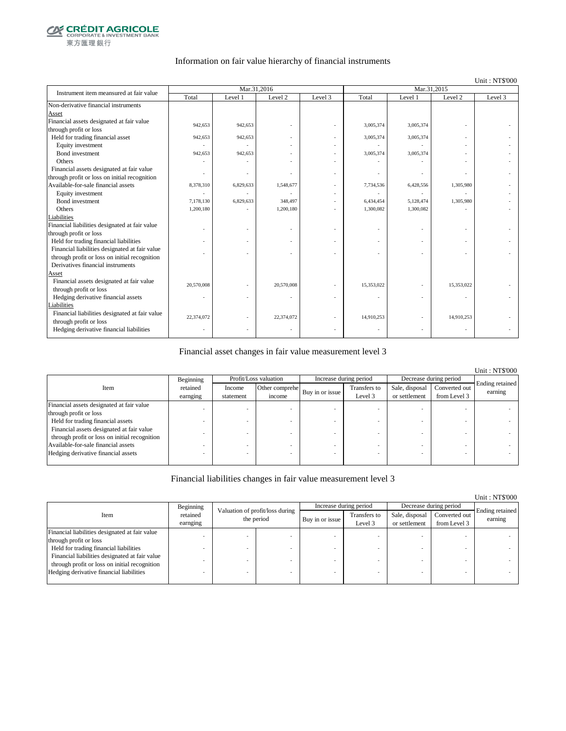CRÉDIT AGRICOLE CORPORATE & INVESTMENT BANK 東方匯理銀行

## Information on fair value hierarchy of financial instruments

Unit : NT$'000

| Instrument item measured at fair value | Mar.31,2016 | | | | Mar.31,2015 | | | |
|---|---|---|---|---|---|---|---|---|
| | Total | Level 1 | Level 2 | Level 3 | Total | Level 1 | Level 2 | Level 3 |
| Non-derivative financial instruments | | | | | | | | |
| Asset | | | | | | | | |
| Financial assets designated at fair value through profit or loss | 942,653 | 942,653 | - | - | 3,005,374 | 3,005,374 | - | - |
| Held for trading financial asset | 942,653 | 942,653 | - | - | 3,005,374 | 3,005,374 | - | - |
| Equity investment | - | - | - | - | - | - | - | - |
| Bond investment | 942,653 | 942,653 | - | - | 3,005,374 | 3,005,374 | - | - |
| Others | - | - | - | - | - | - | - | - |
| Financial assets designated at fair value through profit or loss on initial recognition | - | - | - | - | - | - | - | - |
| Available-for-sale financial assets | 8,378,310 | 6,829,633 | 1,548,677 | - | 7,734,536 | 6,428,556 | 1,305,980 | - |
| Equity investment | - | - | - | - | - | - | - | - |
| Bond investment | 7,178,130 | 6,829,633 | 348,497 | - | 6,434,454 | 5,128,474 | 1,305,980 | - |
| Others | 1,200,180 | - | 1,200,180 | - | 1,300,082 | 1,300,082 | - | - |
| Liabilities | | | | | | | | |
| Financial liabilities designated at fair value through profit or loss | - | - | - | - | - | - | - | - |
| Held for trading financial liabilities | - | - | - | - | - | - | - | - |
| Financial liabilities designated at fair value through profit or loss on initial recognition | - | - | - | - | - | - | - | - |
| Derivatives financial instruments | | | | | | | | |
| Asset | | | | | | | | |
| Financial assets designated at fair value through profit or loss | 20,570,008 | - | 20,570,008 | - | 15,353,022 | - | 15,353,022 | - |
| Hedging derivative financial assets | - | - | - | - | - | - | - | - |
| Liabilities | | | | | | | | |
| Financial liabilities designated at fair value through profit or loss | 22,374,072 | - | 22,374,072 | - | 14,910,253 | - | 14,910,253 | - |
| Hedging derivative financial liabilities | - | - | - | - | - | - | - | - |

## Financial asset changes in fair value measurement level 3

Unit : NT$'000

| Item | Beginning retained earnging | Profit/Loss valuation | | Increase during period | | Decrease during period | | Ending retained earning |
|---|---|---|---|---|---|---|---|---|
| | | Income statement | Other comprehe income | Buy in or issue | Transfers to Level 3 | Sale, disposal or settlement | Converted out from Level 3 | |
| Financial assets designated at fair value through profit or loss | - | - | - | - | - | - | - | - |
| Held for trading financial assets | - | - | - | - | - | - | - | - |
| Financial assets designated at fair value through profit or loss on initial recognition | - | - | - | - | - | - | - | - |
| Available-for-sale financial assets | - | - | - | - | - | - | - | - |
| Hedging derivative financial assets | - | - | - | - | - | - | - | - |

## Financial liabilities changes in fair value measurement level 3

Unit : NT$'000

| Item | Beginning retained earnging | Valuation of profit/loss during the period | | Increase during period | | Decrease during period | | Ending retained earning |
|---|---|---|---|---|---|---|---|---|
| | | | | Buy in or issue | Transfers to Level 3 | Sale, disposal or settlement | Converted out from Level 3 | |
| Financial liabilities designated at fair value through profit or loss | - | - | - | - | - | - | - | - |
| Held for trading financial liabilities | - | - | - | - | - | - | - | - |
| Financial liabilities designated at fair value through profit or loss on initial recognition | - | - | - | - | - | - | - | - |
| Hedging derivative financial liabilities | - | - | - | - | - | - | - | - |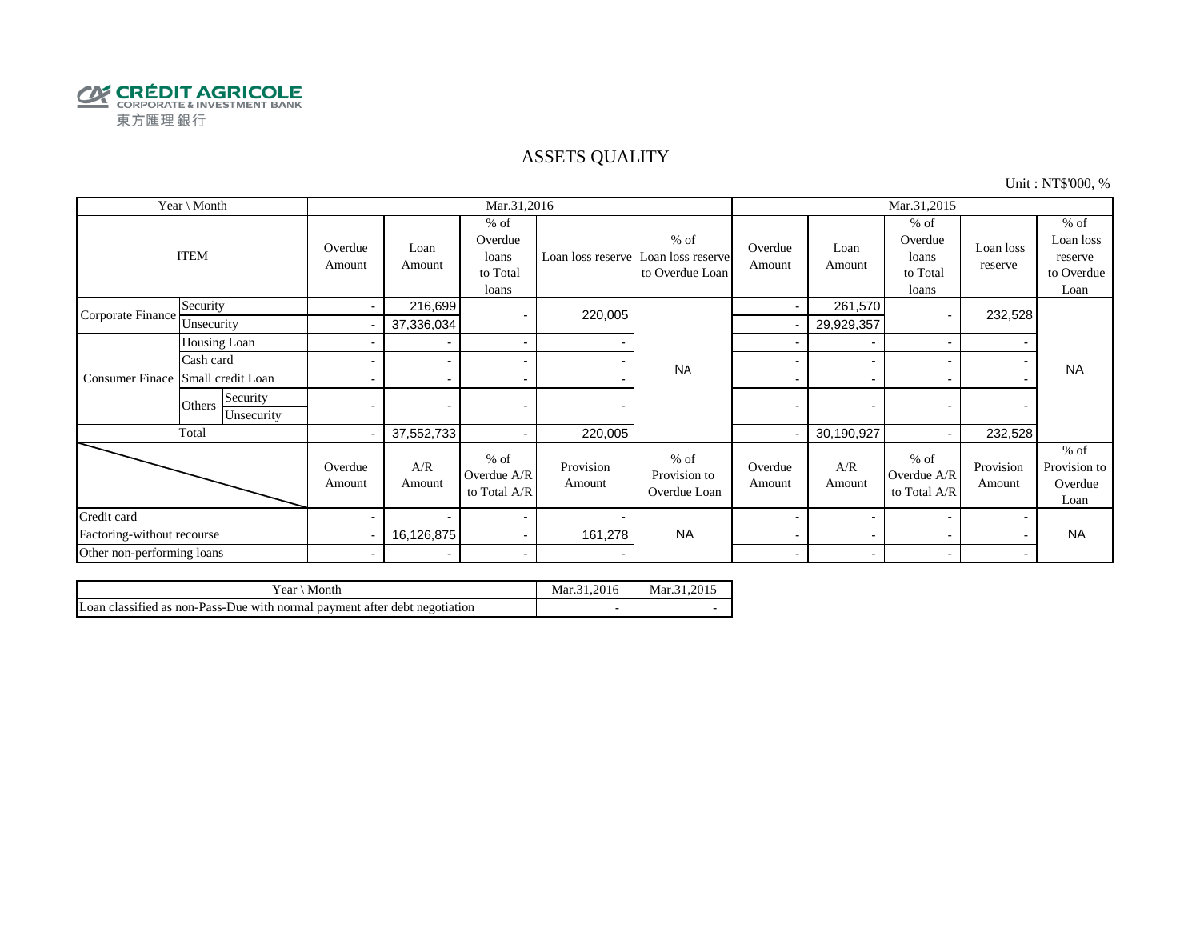CRÉDIT AGRICOLE
CORPORATE & INVESTMENT BANK
東方匯理銀行

# ASSETS QUALITY

Unit : NT$'000, %

| Year \ Month | | | Mar.31,2016 | | | | | Mar.31,2015 | | | | |
|---|---|---|---|---|---|---|---|---|---|---|---|---|
| ITEM | | | Overdue Amount | Loan Amount | % of Overdue loans to Total loans | Loan loss reserve | % of Loan loss reserve to Overdue Loan | Overdue Amount | Loan Amount | % of Overdue loans to Total loans | Loan loss reserve | % of Loan loss reserve to Overdue Loan |
| Corporate Finance | Security | | - | 216,699 | - | 220,005 | NA | - | 261,570 | - | 232,528 | NA |
| | Unsecurity | | - | 37,336,034 | | | | - | 29,929,357 | | | |
| Consumer Finace | Housing Loan | | - | - | - | - | | - | - | - | - | |
| | Cash card | | - | - | - | - | | - | - | - | - | |
| | Small credit Loan | | - | - | - | - | | - | - | - | - | |
| | Others | Security | - | - | - | - | | - | - | - | - | |
| | | Unsecurity | | | | | | | | | | |
| Total | | | - | 37,552,733 | - | 220,005 | | - | 30,190,927 | - | 232,528 | |
| | | | Overdue Amount | A/R Amount | % of Overdue A/R to Total A/R | Provision Amount | % of Provision to Overdue Loan | Overdue Amount | A/R Amount | % of Overdue A/R to Total A/R | Provision Amount | % of Provision to Overdue Loan |
| Credit card | | | - | - | - | - | NA | - | - | - | - | NA |
| Factoring-without recourse | | | - | 16,126,875 | - | 161,278 | | - | - | - | - | |
| Other non-performing loans | | | - | - | - | - | | - | - | - | - | |

| Year \ Month | Mar.31,2016 | Mar.31,2015 |
|---|---|---|
| Loan classified as non-Pass-Due with normal payment after debt negotiation | - | - |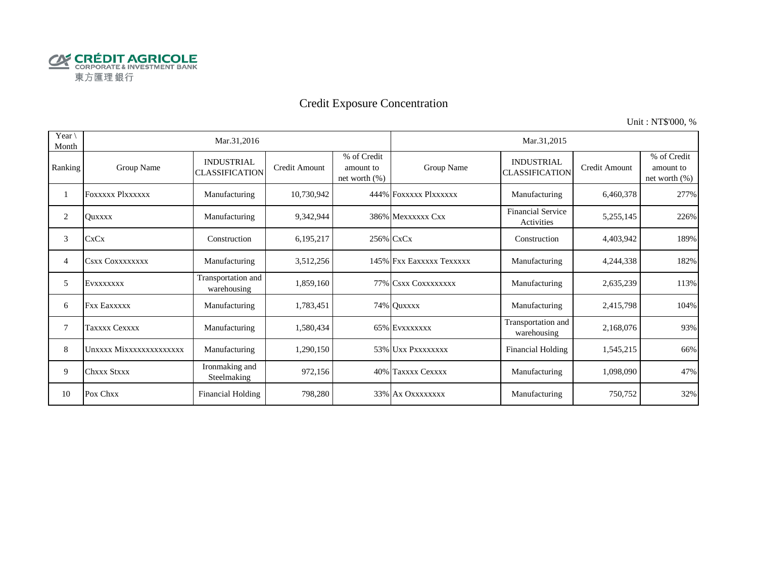CRÉDIT AGRICOLE
CORPORATE & INVESTMENT BANK
東方匯理銀行

# Credit Exposure Concentration

Unit : NT$'000, %

| Year \ Month | Mar.31,2016 | | | | Mar.31,2015 | | | |
|---|---|---|---|---|---|---|---|---|
| Ranking | Group Name | INDUSTRIAL CLASSIFICATION | Credit Amount | % of Credit amount to net worth (%) | Group Name | INDUSTRIAL CLASSIFICATION | Credit Amount | % of Credit amount to net worth (%) |
| 1 | Foxxxxx Plxxxxxx | Manufacturing | 10,730,942 | 444% | Foxxxxx Plxxxxxx | Manufacturing | 6,460,378 | 277% |
| 2 | Quxxxx | Manufacturing | 9,342,944 | 386% | Mexxxxxx Cxx | Financial Service Activities | 5,255,145 | 226% |
| 3 | CxCx | Construction | 6,195,217 | 256% | CxCx | Construction | 4,403,942 | 189% |
| 4 | Csxx Coxxxxxxxx | Manufacturing | 3,512,256 | 145% | Fxx Eaxxxxx Texxxxx | Manufacturing | 4,244,338 | 182% |
| 5 | Evxxxxxxx | Transportation and warehousing | 1,859,160 | 77% | Csxx Coxxxxxxxx | Manufacturing | 2,635,239 | 113% |
| 6 | Fxx Eaxxxxx | Manufacturing | 1,783,451 | 74% | Quxxxx | Manufacturing | 2,415,798 | 104% |
| 7 | Taxxxx Cexxxx | Manufacturing | 1,580,434 | 65% | Evxxxxxxx | Transportation and warehousing | 2,168,076 | 93% |
| 8 | Unxxxx Mixxxxxxxxxxxxxx | Manufacturing | 1,290,150 | 53% | Uxx Pxxxxxxxx | Financial Holding | 1,545,215 | 66% |
| 9 | Chxxx Stxxx | Ironmaking and Steelmaking | 972,156 | 40% | Taxxxx Cexxxx | Manufacturing | 1,098,090 | 47% |
| 10 | Pox Chxx | Financial Holding | 798,280 | 33% | Ax Oxxxxxxxx | Manufacturing | 750,752 | 32% |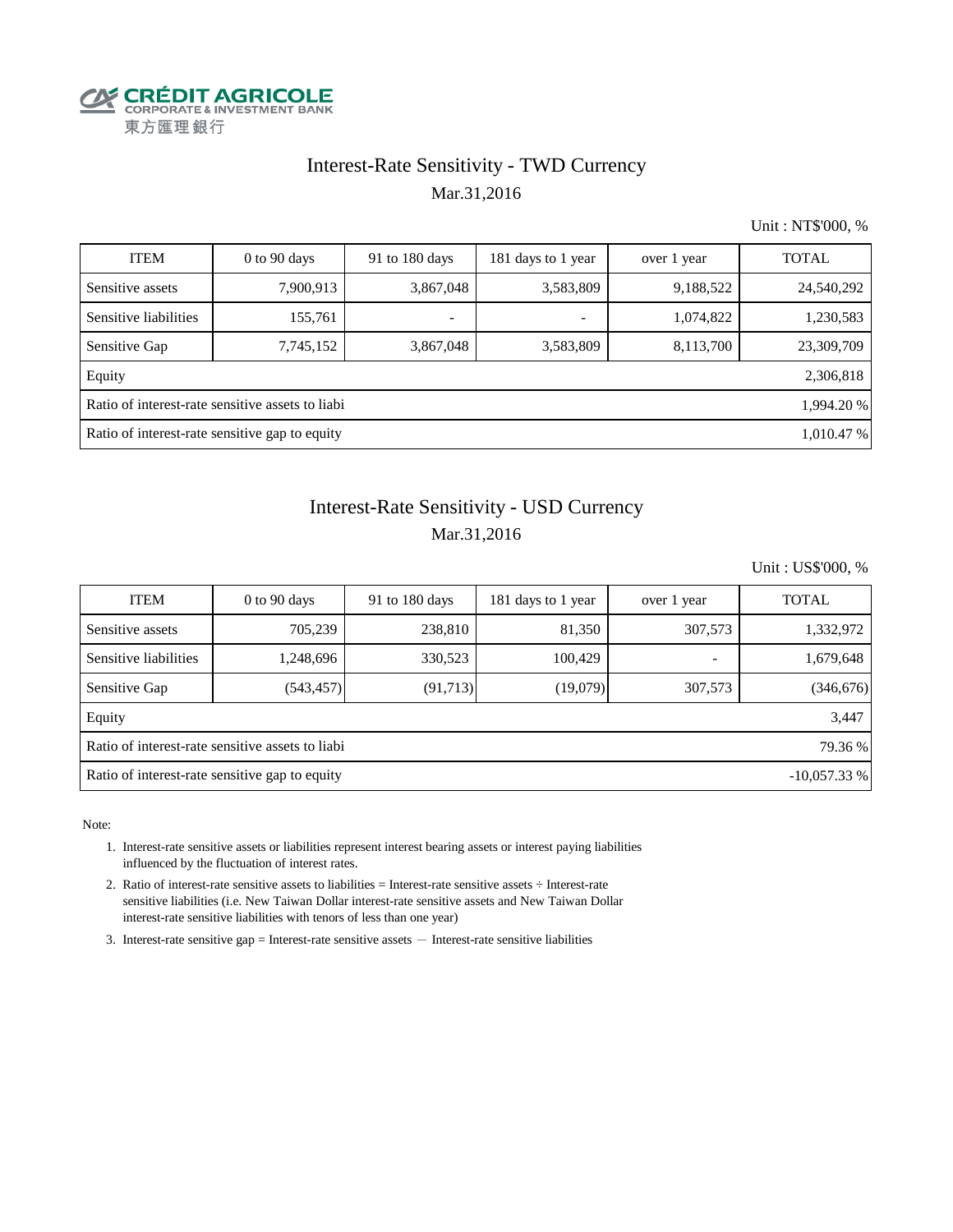CRÉDIT AGRICOLE
CORPORATE & INVESTMENT BANK
東方匯理銀行

# Interest-Rate Sensitivity - TWD Currency

Mar.31,2016

Unit : NT$'000, %

| ITEM | 0 to 90 days | 91 to 180 days | 181 days to 1 year | over 1 year | TOTAL |
|---|---|---|---|---|---|
| Sensitive assets | 7,900,913 | 3,867,048 | 3,583,809 | 9,188,522 | 24,540,292 |
| Sensitive liabilities | 155,761 | - | - | 1,074,822 | 1,230,583 |
| Sensitive Gap | 7,745,152 | 3,867,048 | 3,583,809 | 8,113,700 | 23,309,709 |
| Equity | | | | | 2,306,818 |
| Ratio of interest-rate sensitive assets to liabi | | | | | 1,994.20 % |
| Ratio of interest-rate sensitive gap to equity | | | | | 1,010.47 % |

# Interest-Rate Sensitivity - USD Currency

Mar.31,2016

Unit : US$'000, %

| ITEM | 0 to 90 days | 91 to 180 days | 181 days to 1 year | over 1 year | TOTAL |
|---|---|---|---|---|---|
| Sensitive assets | 705,239 | 238,810 | 81,350 | 307,573 | 1,332,972 |
| Sensitive liabilities | 1,248,696 | 330,523 | 100,429 | - | 1,679,648 |
| Sensitive Gap | (543,457) | (91,713) | (19,079) | 307,573 | (346,676) |
| Equity | | | | | 3,447 |
| Ratio of interest-rate sensitive assets to liabi | | | | | 79.36 % |
| Ratio of interest-rate sensitive gap to equity | | | | | -10,057.33 % |

Note:

1. Interest-rate sensitive assets or liabilities represent interest bearing assets or interest paying liabilities influenced by the fluctuation of interest rates.
2. Ratio of interest-rate sensitive assets to liabilities = Interest-rate sensitive assets ÷ Interest-rate sensitive liabilities (i.e. New Taiwan Dollar interest-rate sensitive assets and New Taiwan Dollar interest-rate sensitive liabilities with tenors of less than one year)
3. Interest-rate sensitive gap = Interest-rate sensitive assets － Interest-rate sensitive liabilities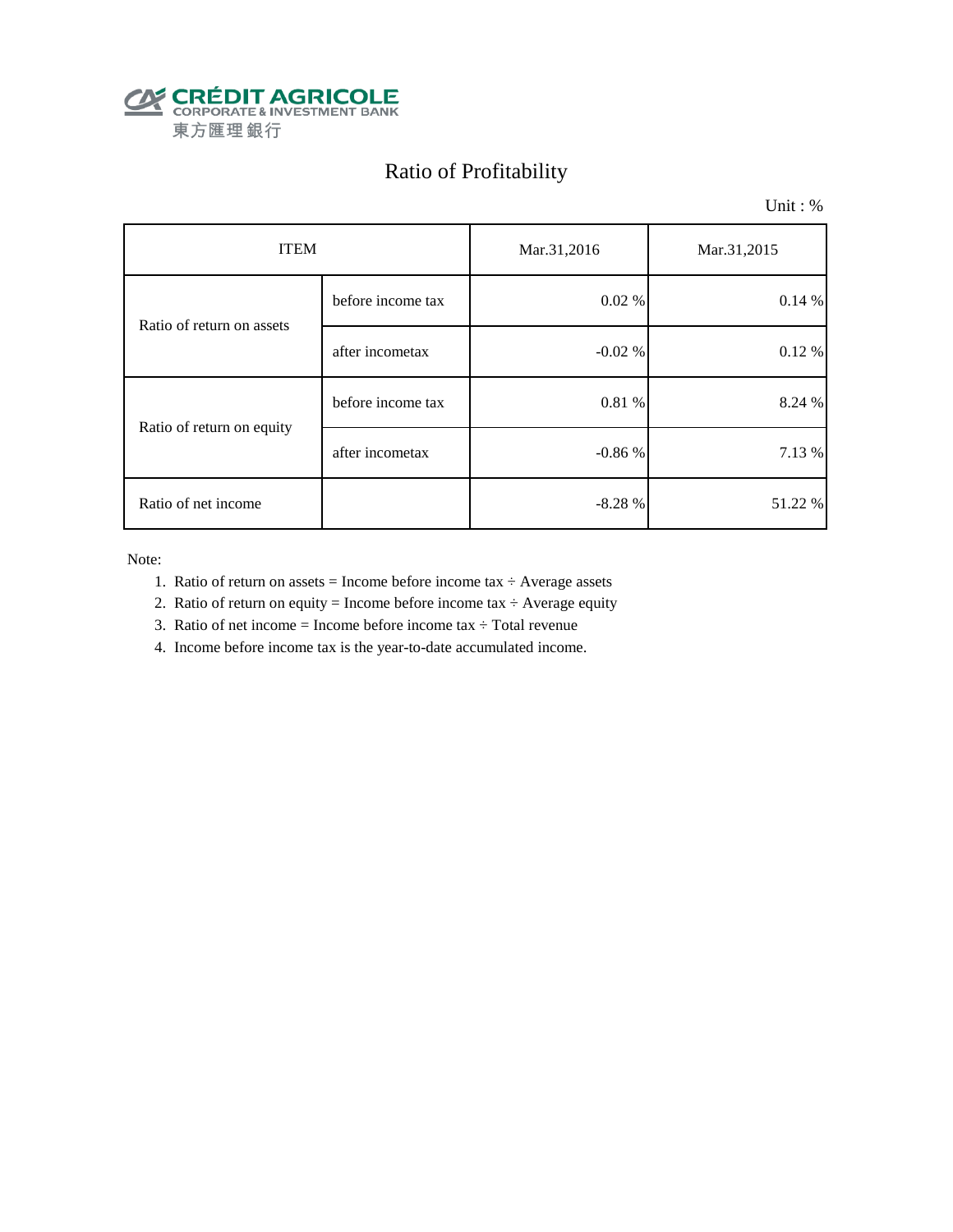CRÉDIT AGRICOLE
CORPORATE & INVESTMENT BANK
東方匯理銀行

# Ratio of Profitability

Unit : %

| ITEM | | Mar.31,2016 | Mar.31,2015 |
|---|---|---|---|
| Ratio of return on assets | before income tax | 0.02 % | 0.14 % |
| | after incometax | -0.02 % | 0.12 % |
| Ratio of return on equity | before income tax | 0.81 % | 8.24 % |
| | after incometax | -0.86 % | 7.13 % |
| Ratio of net income | | -8.28 % | 51.22 % |

Note:

1. Ratio of return on assets = Income before income tax ÷ Average assets
2. Ratio of return on equity = Income before income tax ÷ Average equity
3. Ratio of net income = Income before income tax ÷ Total revenue
4. Income before income tax is the year-to-date accumulated income.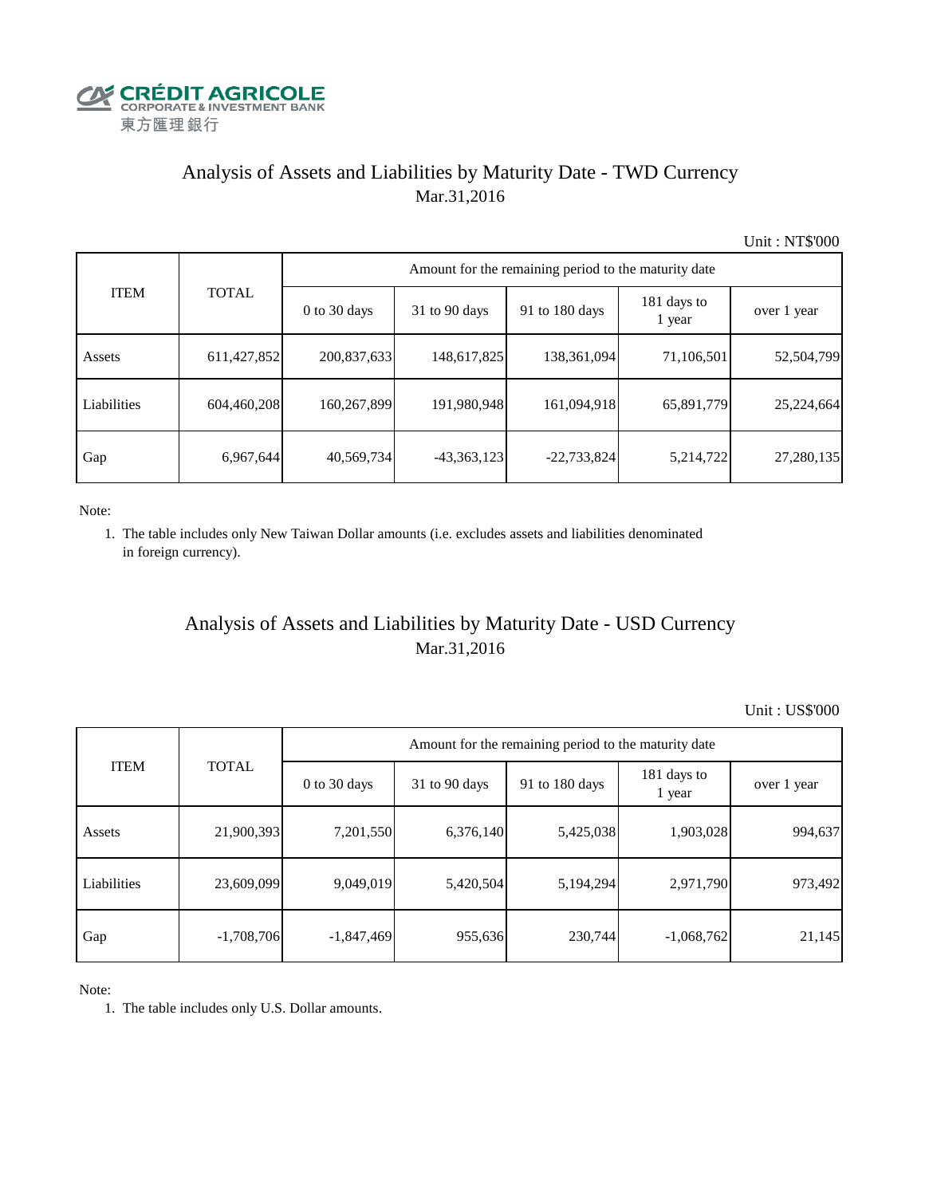CRÉDIT AGRICOLE
CORPORATE & INVESTMENT BANK
東方匯理銀行

## Analysis of Assets and Liabilities by Maturity Date - TWD Currency
Mar.31,2016

Unit : NT$'000

| ITEM | TOTAL | Amount for the remaining period to the maturity date | | | | |
|---|---|---|---|---|---|---|
| | | 0 to 30 days | 31 to 90 days | 91 to 180 days | 181 days to 1 year | over 1 year |
| Assets | 611,427,852 | 200,837,633 | 148,617,825 | 138,361,094 | 71,106,501 | 52,504,799 |
| Liabilities | 604,460,208 | 160,267,899 | 191,980,948 | 161,094,918 | 65,891,779 | 25,224,664 |
| Gap | 6,967,644 | 40,569,734 | -43,363,123 | -22,733,824 | 5,214,722 | 27,280,135 |

Note:

1. The table includes only New Taiwan Dollar amounts (i.e. excludes assets and liabilities denominated in foreign currency).

## Analysis of Assets and Liabilities by Maturity Date - USD Currency
Mar.31,2016

Unit : US$'000

| ITEM | TOTAL | Amount for the remaining period to the maturity date | | | | |
|---|---|---|---|---|---|---|
| | | 0 to 30 days | 31 to 90 days | 91 to 180 days | 181 days to 1 year | over 1 year |
| Assets | 21,900,393 | 7,201,550 | 6,376,140 | 5,425,038 | 1,903,028 | 994,637 |
| Liabilities | 23,609,099 | 9,049,019 | 5,420,504 | 5,194,294 | 2,971,790 | 973,492 |
| Gap | -1,708,706 | -1,847,469 | 955,636 | 230,744 | -1,068,762 | 21,145 |

Note:

1. The table includes only U.S. Dollar amounts.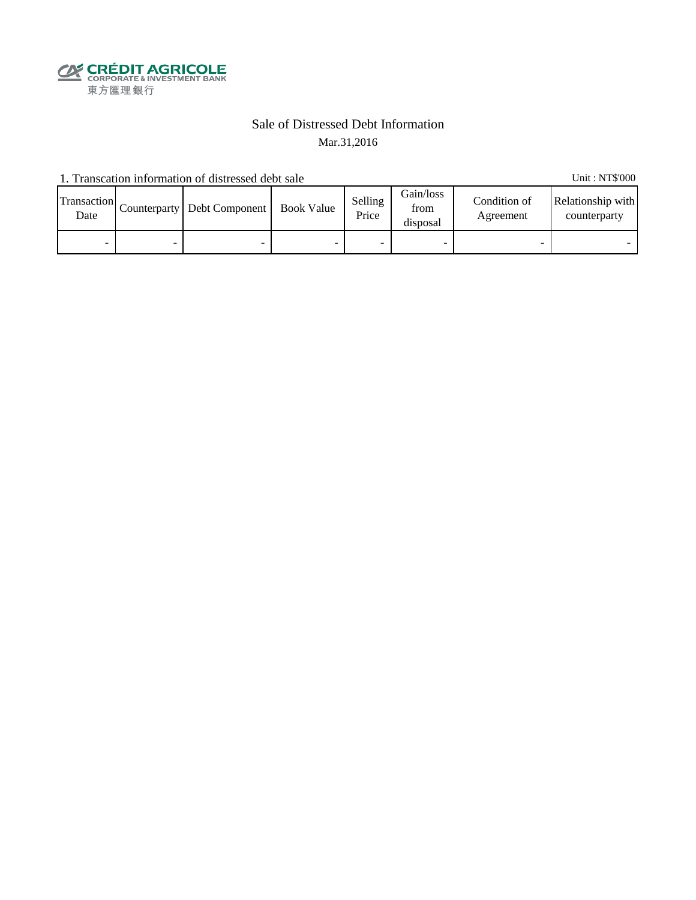CRÉDIT AGRICOLE
CORPORATE & INVESTMENT BANK
東方匯理銀行

# Sale of Distressed Debt Information

Mar.31,2016

1. Transcation information of distressed debt sale

Unit : NT$'000

| Transaction Date | Counterparty | Debt Component | Book Value | Selling Price | Gain/loss from disposal | Condition of Agreement | Relationship with counterparty |
|---|---|---|---|---|---|---|---|
| - | - | - | - | - | - | - | - |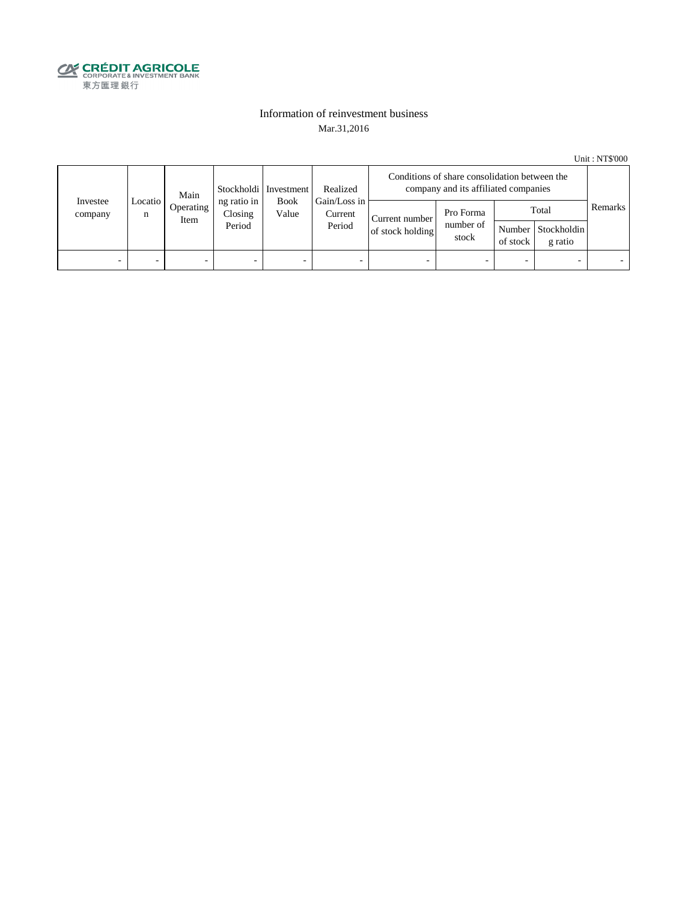CRÉDIT AGRICOLE
CORPORATE & INVESTMENT BANK
東方匯理銀行

# Information of reinvestment business

Mar.31,2016

Unit : NT$'000

| Investee company | Location | Main Operating Item | Stockholding ratio in Closing Period | Investment Book Value | Realized Gain/Loss in Current Period | Conditions of share consolidation between the company and its affiliated companies | | | | Remarks |
|---|---|---|---|---|---|---|---|---|---|---|
| | | | | | | Current number of stock holding | Pro Forma number of stock | Total | | |
| | | | | | | | | Number of stock | Stockholding ratio | |
| - | - | - | - | - | - | - | - | - | - | - |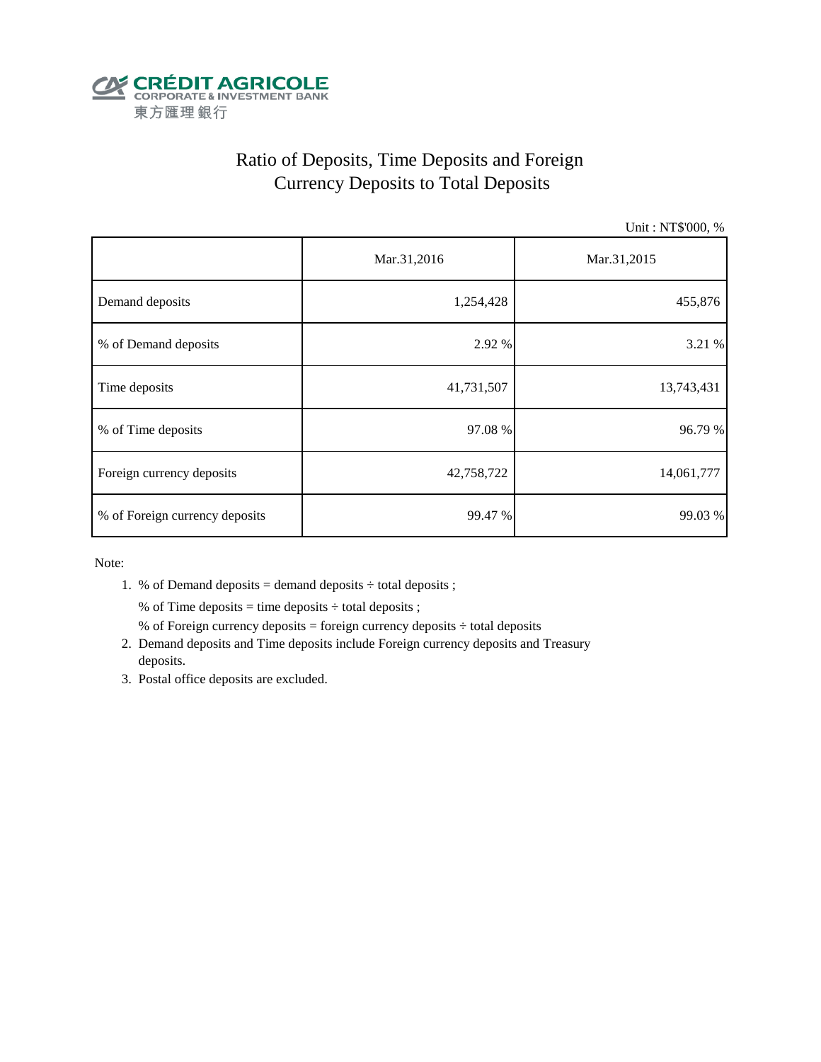CRÉDIT AGRICOLE
CORPORATE & INVESTMENT BANK
東方匯理銀行

# Ratio of Deposits, Time Deposits and Foreign Currency Deposits to Total Deposits

Unit : NT$'000, %

| | Mar.31,2016 | Mar.31,2015 |
|---|---|---|
| Demand deposits | 1,254,428 | 455,876 |
| % of Demand deposits | 2.92 % | 3.21 % |
| Time deposits | 41,731,507 | 13,743,431 |
| % of Time deposits | 97.08 % | 96.79 % |
| Foreign currency deposits | 42,758,722 | 14,061,777 |
| % of Foreign currency deposits | 99.47 % | 99.03 % |

Note:

1. % of Demand deposits = demand deposits ÷ total deposits ;
   % of Time deposits = time deposits ÷ total deposits ;
   % of Foreign currency deposits = foreign currency deposits ÷ total deposits
2. Demand deposits and Time deposits include Foreign currency deposits and Treasury deposits.
3. Postal office deposits are excluded.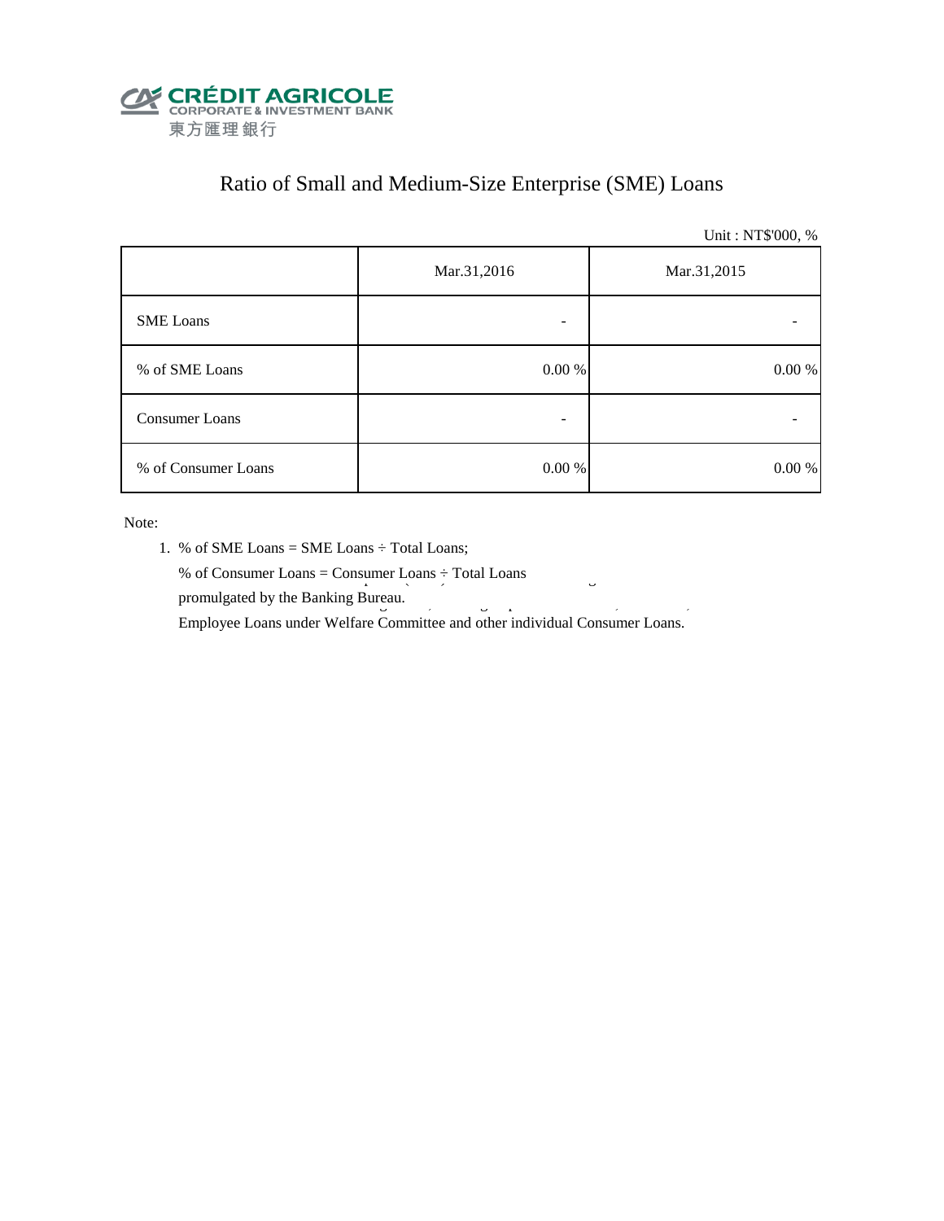CRÉDIT AGRICOLE
CORPORATE & INVESTMENT BANK
東方匯理銀行

# Ratio of Small and Medium-Size Enterprise (SME) Loans

Unit : NT$'000, %

| | Mar.31,2016 | Mar.31,2015 |
|---|---|---|
| SME Loans | - | - |
| % of SME Loans | 0.00 % | 0.00 % |
| Consumer Loans | - | - |
| % of Consumer Loans | 0.00 % | 0.00 % |

Note:

1. % of SME Loans = SME Loans ÷ Total Loans;
   % of Consumer Loans = Consumer Loans ÷ Total Loans
   promulgated by the Banking Bureau.
   Employee Loans under Welfare Committee and other individual Consumer Loans.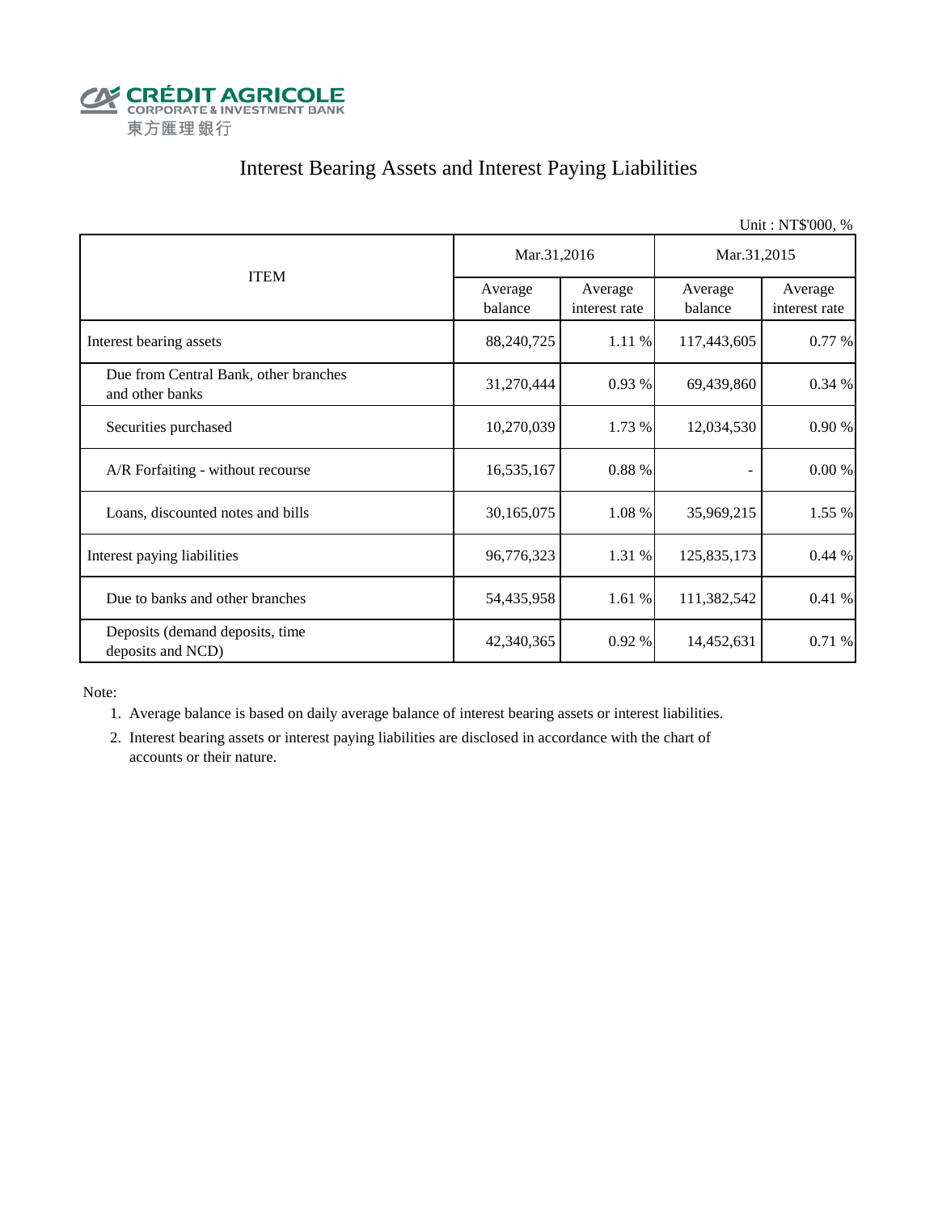CRÉDIT AGRICOLE
CORPORATE & INVESTMENT BANK
東方匯理銀行

# Interest Bearing Assets and Interest Paying Liabilities

Unit : NT$'000, %

| ITEM | Mar.31,2016 | | Mar.31,2015 | |
|---|---|---|---|---|
| | Average balance | Average interest rate | Average balance | Average interest rate |
| Interest bearing assets | 88,240,725 | 1.11 % | 117,443,605 | 0.77 % |
| Due from Central Bank, other branches and other banks | 31,270,444 | 0.93 % | 69,439,860 | 0.34 % |
| Securities purchased | 10,270,039 | 1.73 % | 12,034,530 | 0.90 % |
| A/R Forfaiting - without recourse | 16,535,167 | 0.88 % | - | 0.00 % |
| Loans, discounted notes and bills | 30,165,075 | 1.08 % | 35,969,215 | 1.55 % |
| Interest paying liabilities | 96,776,323 | 1.31 % | 125,835,173 | 0.44 % |
| Due to banks and other branches | 54,435,958 | 1.61 % | 111,382,542 | 0.41 % |
| Deposits (demand deposits, time deposits and NCD) | 42,340,365 | 0.92 % | 14,452,631 | 0.71 % |

Note:

1. Average balance is based on daily average balance of interest bearing assets or interest liabilities.
2. Interest bearing assets or interest paying liabilities are disclosed in accordance with the chart of accounts or their nature.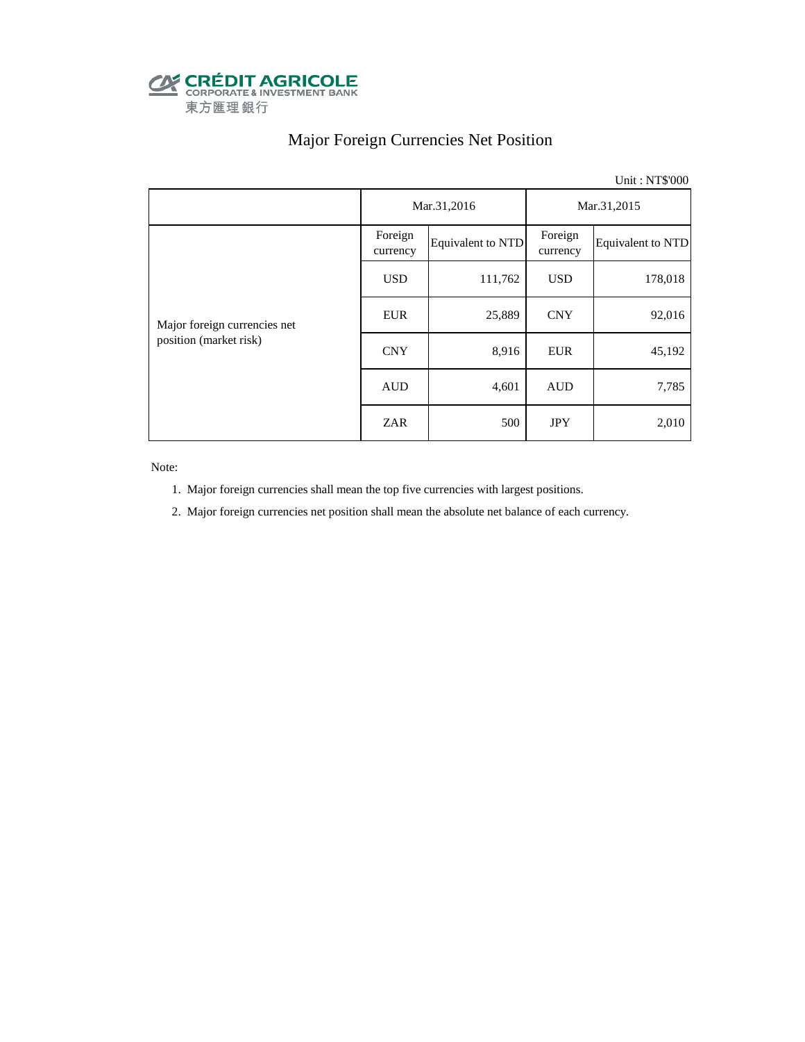CRÉDIT AGRICOLE
CORPORATE & INVESTMENT BANK
東方匯理銀行

# Major Foreign Currencies Net Position

Unit : NT$'000

| | Mar.31,2016 | | Mar.31,2015 | |
|---|---|---|---|---|
| | Foreign currency | Equivalent to NTD | Foreign currency | Equivalent to NTD |
| Major foreign currencies net position (market risk) | USD | 111,762 | USD | 178,018 |
| | EUR | 25,889 | CNY | 92,016 |
| | CNY | 8,916 | EUR | 45,192 |
| | AUD | 4,601 | AUD | 7,785 |
| | ZAR | 500 | JPY | 2,010 |

Note:

1. Major foreign currencies shall mean the top five currencies with largest positions.
2. Major foreign currencies net position shall mean the absolute net balance of each currency.